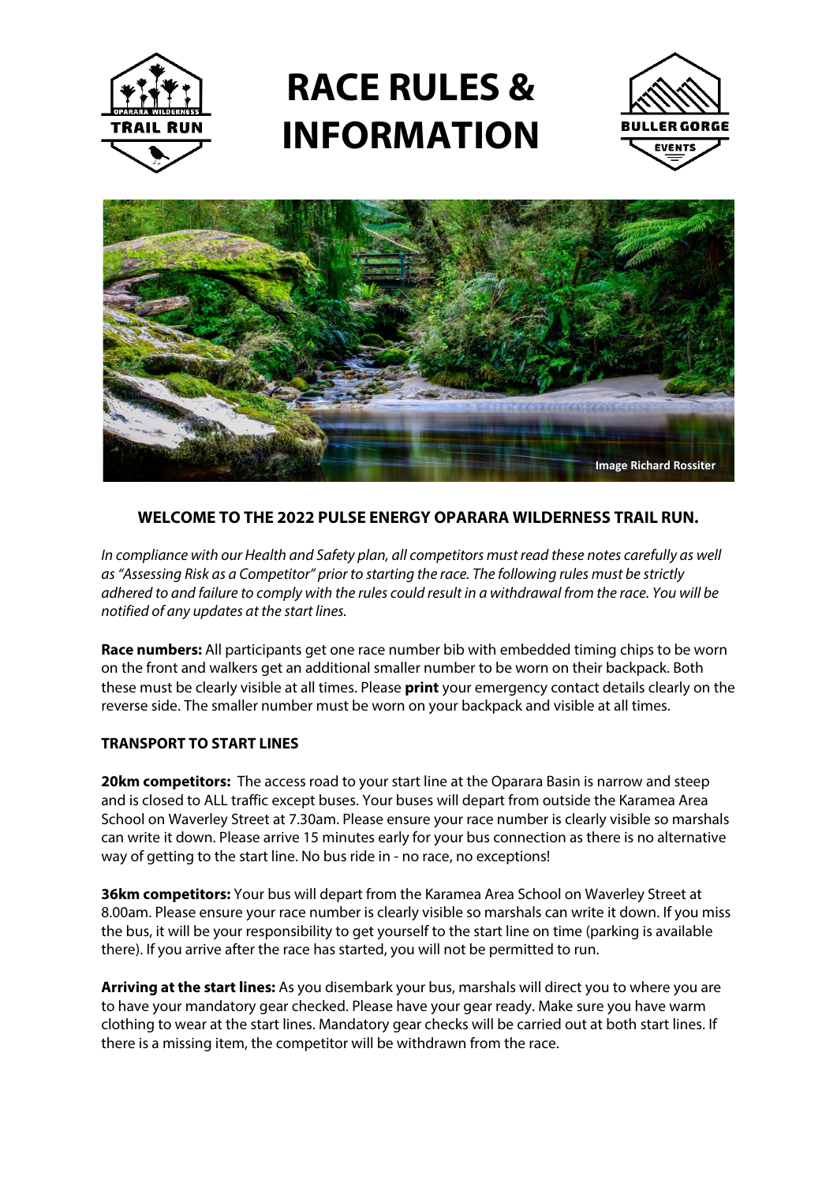# RACE RULES & INFORMATION

Image Richard Rossiter

### WELCOME TO THE 2022 PULSE ENERGY OPARARA WILDERNESS TRAIL RUN.

*In compliance with our Health and Safety plan, all competitors must read these notes carefully as well as "Assessing Risk as a Competitor" prior to starting the race. The following rules must be strictly adhered to and failure to comply with the rules could result in a withdrawal from the race. You will be notified of any updates at the start lines.*

**Race numbers:** All participants get one race number bib with embedded timing chips to be worn on the front and walkers get an additional smaller number to be worn on their backpack. Both these must be clearly visible at all times. Please **print** your emergency contact details clearly on the reverse side. The smaller number must be worn on your backpack and visible at all times.

### TRANSPORT TO START LINES

**20km competitors:** The access road to your start line at the Oparara Basin is narrow and steep and is closed to ALL traffic except buses. Your buses will depart from outside the Karamea Area School on Waverley Street at 7.30am. Please ensure your race number is clearly visible so marshals can write it down. Please arrive 15 minutes early for your bus connection as there is no alternative way of getting to the start line. No bus ride in - no race, no exceptions!

**36km competitors:** Your bus will depart from the Karamea Area School on Waverley Street at 8.00am. Please ensure your race number is clearly visible so marshals can write it down. If you miss the bus, it will be your responsibility to get yourself to the start line on time (parking is available there). If you arrive after the race has started, you will not be permitted to run.

**Arriving at the start lines:** As you disembark your bus, marshals will direct you to where you are to have your mandatory gear checked. Please have your gear ready. Make sure you have warm clothing to wear at the start lines. Mandatory gear checks will be carried out at both start lines. If there is a missing item, the competitor will be withdrawn from the race.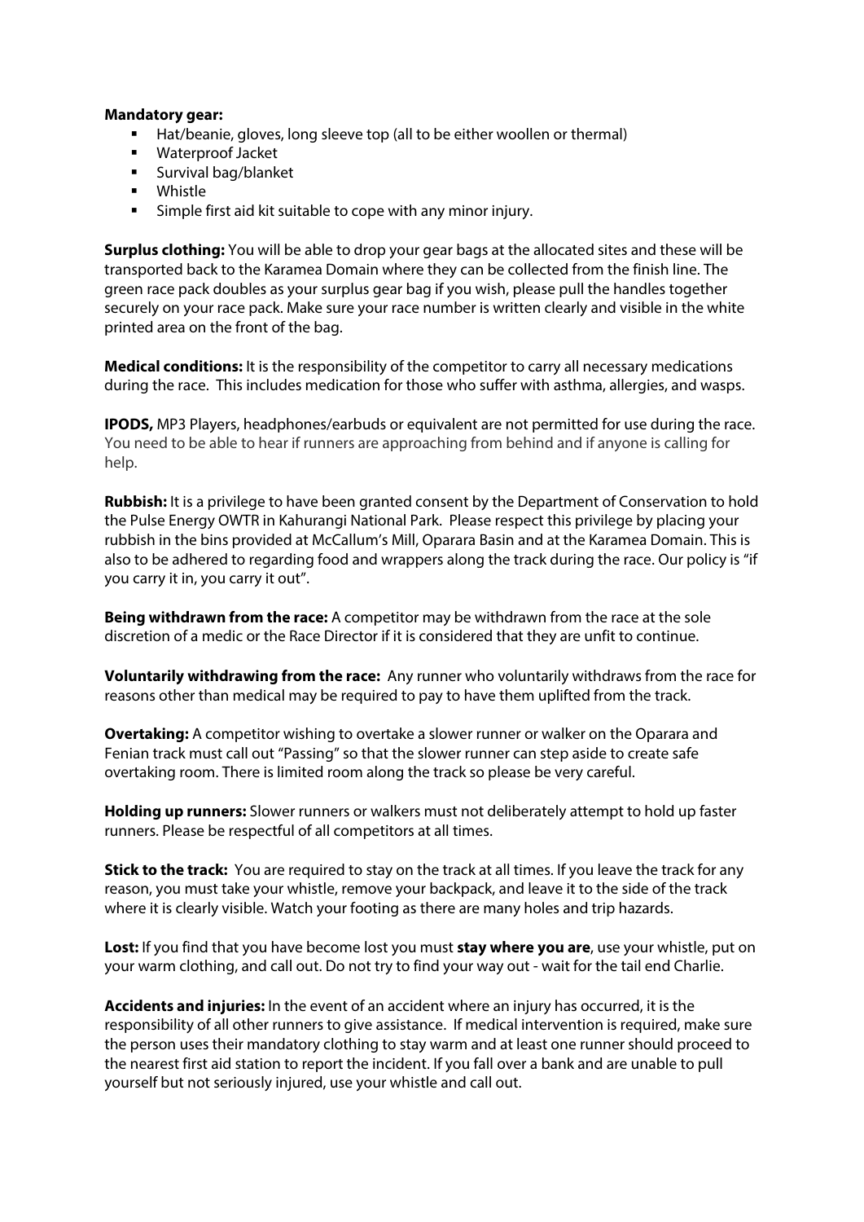**Mandatory gear:**

- Hat/beanie, gloves, long sleeve top (all to be either woollen or thermal)
- Waterproof Jacket
- Survival bag/blanket
- Whistle
- Simple first aid kit suitable to cope with any minor injury.

**Surplus clothing:** You will be able to drop your gear bags at the allocated sites and these will be transported back to the Karamea Domain where they can be collected from the finish line. The green race pack doubles as your surplus gear bag if you wish, please pull the handles together securely on your race pack. Make sure your race number is written clearly and visible in the white printed area on the front of the bag.

**Medical conditions:** It is the responsibility of the competitor to carry all necessary medications during the race. This includes medication for those who suffer with asthma, allergies, and wasps.

**IPODS,** MP3 Players, headphones/earbuds or equivalent are not permitted for use during the race. You need to be able to hear if runners are approaching from behind and if anyone is calling for help.

**Rubbish:** It is a privilege to have been granted consent by the Department of Conservation to hold the Pulse Energy OWTR in Kahurangi National Park. Please respect this privilege by placing your rubbish in the bins provided at McCallum's Mill, Oparara Basin and at the Karamea Domain. This is also to be adhered to regarding food and wrappers along the track during the race. Our policy is "if you carry it in, you carry it out".

**Being withdrawn from the race:** A competitor may be withdrawn from the race at the sole discretion of a medic or the Race Director if it is considered that they are unfit to continue.

**Voluntarily withdrawing from the race:** Any runner who voluntarily withdraws from the race for reasons other than medical may be required to pay to have them uplifted from the track.

**Overtaking:** A competitor wishing to overtake a slower runner or walker on the Oparara and Fenian track must call out "Passing" so that the slower runner can step aside to create safe overtaking room. There is limited room along the track so please be very careful.

**Holding up runners:** Slower runners or walkers must not deliberately attempt to hold up faster runners. Please be respectful of all competitors at all times.

**Stick to the track:** You are required to stay on the track at all times. If you leave the track for any reason, you must take your whistle, remove your backpack, and leave it to the side of the track where it is clearly visible. Watch your footing as there are many holes and trip hazards.

**Lost:** If you find that you have become lost you must **stay where you are**, use your whistle, put on your warm clothing, and call out. Do not try to find your way out - wait for the tail end Charlie.

**Accidents and injuries:** In the event of an accident where an injury has occurred, it is the responsibility of all other runners to give assistance. If medical intervention is required, make sure the person uses their mandatory clothing to stay warm and at least one runner should proceed to the nearest first aid station to report the incident. If you fall over a bank and are unable to pull yourself but not seriously injured, use your whistle and call out.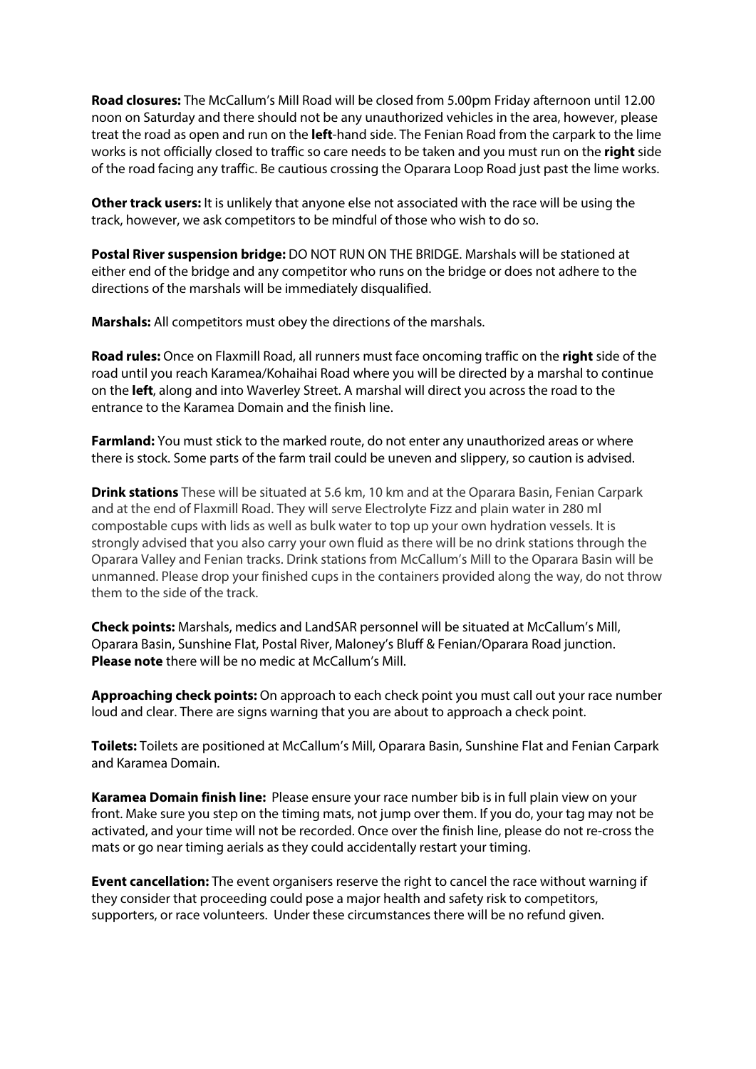**Road closures:** The McCallum's Mill Road will be closed from 5.00pm Friday afternoon until 12.00 noon on Saturday and there should not be any unauthorized vehicles in the area, however, please treat the road as open and run on the **left**-hand side. The Fenian Road from the carpark to the lime works is not officially closed to traffic so care needs to be taken and you must run on the **right** side of the road facing any traffic. Be cautious crossing the Oparara Loop Road just past the lime works.

**Other track users:** It is unlikely that anyone else not associated with the race will be using the track, however, we ask competitors to be mindful of those who wish to do so.

**Postal River suspension bridge:** DO NOT RUN ON THE BRIDGE. Marshals will be stationed at either end of the bridge and any competitor who runs on the bridge or does not adhere to the directions of the marshals will be immediately disqualified.

**Marshals:** All competitors must obey the directions of the marshals.

**Road rules:** Once on Flaxmill Road, all runners must face oncoming traffic on the **right** side of the road until you reach Karamea/Kohaihai Road where you will be directed by a marshal to continue on the **left**, along and into Waverley Street. A marshal will direct you across the road to the entrance to the Karamea Domain and the finish line.

**Farmland:** You must stick to the marked route, do not enter any unauthorized areas or where there is stock. Some parts of the farm trail could be uneven and slippery, so caution is advised.

**Drink stations** These will be situated at 5.6 km, 10 km and at the Oparara Basin, Fenian Carpark and at the end of Flaxmill Road. They will serve Electrolyte Fizz and plain water in 280 ml compostable cups with lids as well as bulk water to top up your own hydration vessels. It is strongly advised that you also carry your own fluid as there will be no drink stations through the Oparara Valley and Fenian tracks. Drink stations from McCallum's Mill to the Oparara Basin will be unmanned. Please drop your finished cups in the containers provided along the way, do not throw them to the side of the track.

**Check points:** Marshals, medics and LandSAR personnel will be situated at McCallum's Mill, Oparara Basin, Sunshine Flat, Postal River, Maloney's Bluff & Fenian/Oparara Road junction. **Please note** there will be no medic at McCallum's Mill.

**Approaching check points:** On approach to each check point you must call out your race number loud and clear. There are signs warning that you are about to approach a check point.

**Toilets:** Toilets are positioned at McCallum's Mill, Oparara Basin, Sunshine Flat and Fenian Carpark and Karamea Domain.

**Karamea Domain finish line:** Please ensure your race number bib is in full plain view on your front. Make sure you step on the timing mats, not jump over them. If you do, your tag may not be activated, and your time will not be recorded. Once over the finish line, please do not re-cross the mats or go near timing aerials as they could accidentally restart your timing.

**Event cancellation:** The event organisers reserve the right to cancel the race without warning if they consider that proceeding could pose a major health and safety risk to competitors, supporters, or race volunteers. Under these circumstances there will be no refund given.